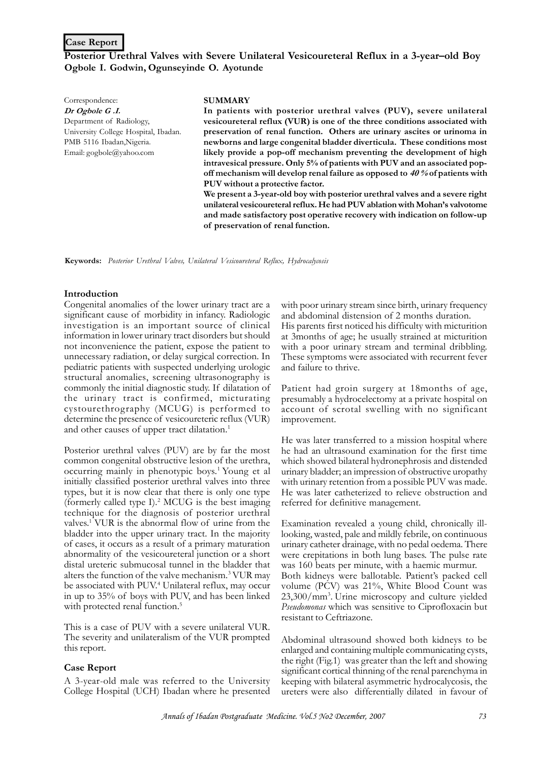**Case Report**

# Posterior Urethral Valves with Severe Unilateral Vesicoureteral Reflux in a 3-year–old Boy

**Ogbole I. Godwin, Ogunseyinde O. Ayotunde**

Correspondence:
***Dr Ogbole G .I.***
Department of Radiology,
University College Hospital, Ibadan.
PMB 5116 Ibadan,Nigeria.
Email: gogbole@yahoo.com

## SUMMARY

**In patients with posterior urethral valves (PUV), severe unilateral vesicoureteral reflux (VUR) is one of the three conditions associated with preservation of renal function. Others are urinary ascites or urinoma in newborns and large congenital bladder diverticula. These conditions most likely provide a pop-off mechanism preventing the development of high intravesical pressure. Only 5% of patients with PUV and an associated pop-off mechanism will develop renal failure as opposed to *40 %* of patients with PUV without a protective factor.**

**We present a 3-year-old boy with posterior urethral valves and a severe right unilateral vesicoureteral reflux. He had PUV ablation with Mohan's valvotome and made satisfactory post operative recovery with indication on follow-up of preservation of renal function.**

**Keywords:** *Posterior Urethral Valves, Unilateral Vesicoureteral Reflux, Hydrocalycosis*

## Introduction

Congenital anomalies of the lower urinary tract are a significant cause of morbidity in infancy. Radiologic investigation is an important source of clinical information in lower urinary tract disorders but should not inconvenience the patient, expose the patient to unnecessary radiation, or delay surgical correction. In pediatric patients with suspected underlying urologic structural anomalies, screening ultrasonography is commonly the initial diagnostic study. If dilatation of the urinary tract is confirmed, micturating cystourethrography (MCUG) is performed to determine the presence of vesicoureteric reflux (VUR) and other causes of upper tract dilatation.[1]

Posterior urethral valves (PUV) are by far the most common congenital obstructive lesion of the urethra, occurring mainly in phenotypic boys.[1] Young et al initially classified posterior urethral valves into three types, but it is now clear that there is only one type (formerly called type I).[2] MCUG is the best imaging technique for the diagnosis of posterior urethral valves.[1] VUR is the abnormal flow of urine from the bladder into the upper urinary tract. In the majority of cases, it occurs as a result of a primary maturation abnormality of the vesicoureteral junction or a short distal ureteric submucosal tunnel in the bladder that alters the function of the valve mechanism.[3] VUR may be associated with PUV.[4] Unilateral reflux, may occur in up to 35% of boys with PUV, and has been linked with protected renal function.[5]

This is a case of PUV with a severe unilateral VUR. The severity and unilateralism of the VUR prompted this report.

## Case Report

A 3-year-old male was referred to the University College Hospital (UCH) Ibadan where he presented with poor urinary stream since birth, urinary frequency and abdominal distension of 2 months duration.
His parents first noticed his difficulty with micturition at 3months of age; he usually strained at micturition with a poor urinary stream and terminal dribbling. These symptoms were associated with recurrent fever and failure to thrive.

Patient had groin surgery at 18months of age, presumably a hydrocelectomy at a private hospital on account of scrotal swelling with no significant improvement.

He was later transferred to a mission hospital where he had an ultrasound examination for the first time which showed bilateral hydronephrosis and distended urinary bladder; an impression of obstructive uropathy with urinary retention from a possible PUV was made. He was later catheterized to relieve obstruction and referred for definitive management.

Examination revealed a young child, chronically ill-looking, wasted, pale and mildly febrile, on continuous urinary catheter drainage, with no pedal oedema. There were crepitations in both lung bases. The pulse rate was 160 beats per minute, with a haemic murmur.
Both kidneys were ballotable. Patient's packed cell volume (PCV) was 21%, White Blood Count was 23,300/mm$^3$. Urine microscopy and culture yielded *Pseudomonas* which was sensitive to Ciprofloxacin but resistant to Ceftriazone.

Abdominal ultrasound showed both kidneys to be enlarged and containing multiple communicating cysts, the right (Fig.1) was greater than the left and showing significant cortical thinning of the renal parenchyma in keeping with bilateral asymmetric hydrocalycosis, the ureters were also differentially dilated in favour of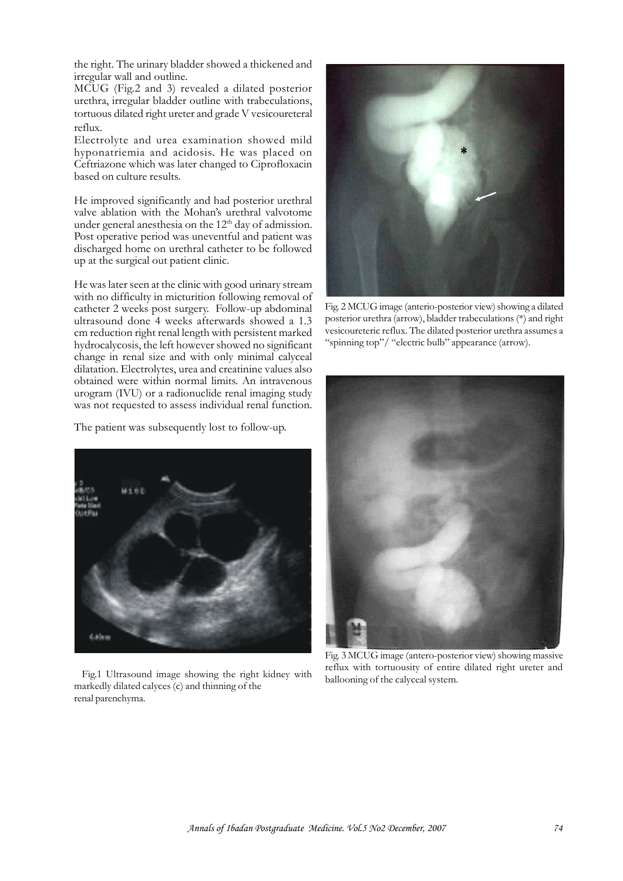the right. The urinary bladder showed a thickened and irregular wall and outline.

MCUG (Fig.2 and 3) revealed a dilated posterior urethra, irregular bladder outline with trabeculations, tortuous dilated right ureter and grade V vesicoureteral reflux.

Electrolyte and urea examination showed mild hyponatriemia and acidosis. He was placed on Ceftriazone which was later changed to Ciprofloxacin based on culture results.

He improved significantly and had posterior urethral valve ablation with the Mohan's urethral valvotome under general anesthesia on the 12th day of admission. Post operative period was uneventful and patient was discharged home on urethral catheter to be followed up at the surgical out patient clinic.

He was later seen at the clinic with good urinary stream with no difficulty in micturition following removal of catheter 2 weeks post surgery. Follow-up abdominal ultrasound done 4 weeks afterwards showed a 1.3 cm reduction right renal length with persistent marked hydrocalycosis, the left however showed no significant change in renal size and with only minimal calyceal dilatation. Electrolytes, urea and creatinine values also obtained were within normal limits. An intravenous urogram (IVU) or a radionuclide renal imaging study was not requested to assess individual renal function.

The patient was subsequently lost to follow-up.

Fig.1 Ultrasound image showing the right kidney with markedly dilated calyces (c) and thinning of the renal parenchyma.

Fig. 2 MCUG image (anterio-posterior view) showing a dilated posterior urethra (arrow), bladder trabeculations (*) and right vesicoureteric reflux. The dilated posterior urethra assumes a "spinning top"/ "electric bulb" appearance (arrow).

Fig. 3 MCUG image (antero-posterior view) showing massive reflux with tortuousity of entire dilated right ureter and ballooning of the calyceal system.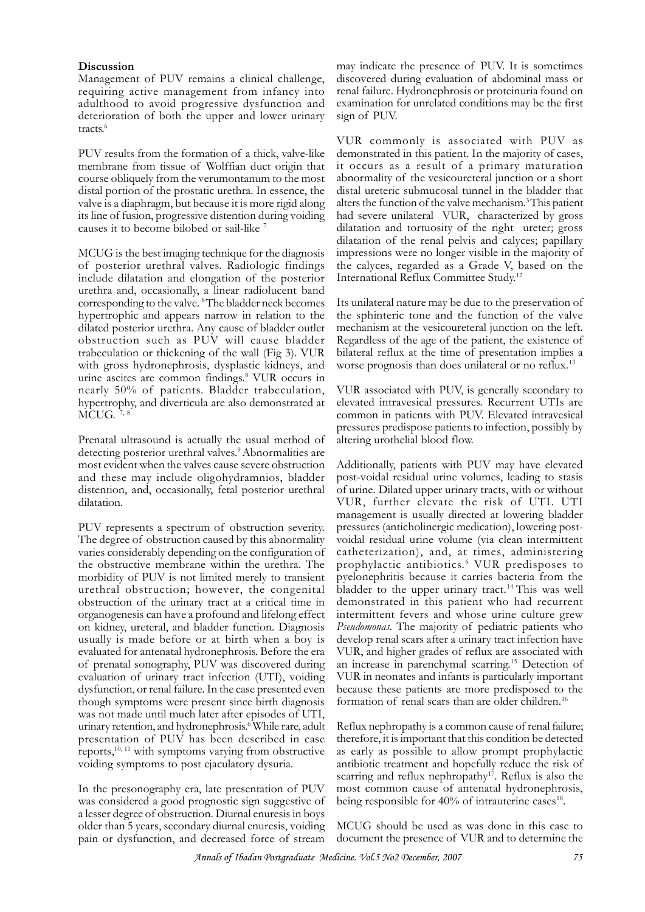**Discussion**

Management of PUV remains a clinical challenge, requiring active management from infancy into adulthood to avoid progressive dysfunction and deterioration of both the upper and lower urinary tracts.[6]

PUV results from the formation of a thick, valve-like membrane from tissue of Wolffian duct origin that course obliquely from the verumontanum to the most distal portion of the prostatic urethra. In essence, the valve is a diaphragm, but because it is more rigid along its line of fusion, progressive distention during voiding causes it to become bilobed or sail-like [7]

MCUG is the best imaging technique for the diagnosis of posterior urethral valves. Radiologic findings include dilatation and elongation of the posterior urethra and, occasionally, a linear radiolucent band corresponding to the valve. [8] The bladder neck becomes hypertrophic and appears narrow in relation to the dilated posterior urethra. Any cause of bladder outlet obstruction such as PUV will cause bladder trabeculation or thickening of the wall (Fig 3). VUR with gross hydronephrosis, dysplastic kidneys, and urine ascites are common findings.[8] VUR occurs in nearly 50% of patients. Bladder trabeculation, hypertrophy, and diverticula are also demonstrated at MCUG. [7, 8]

Prenatal ultrasound is actually the usual method of detecting posterior urethral valves.[9] Abnormalities are most evident when the valves cause severe obstruction and these may include oligohydramnios, bladder distention, and, occasionally, fetal posterior urethral dilatation.

PUV represents a spectrum of obstruction severity. The degree of obstruction caused by this abnormality varies considerably depending on the configuration of the obstructive membrane within the urethra. The morbidity of PUV is not limited merely to transient urethral obstruction; however, the congenital obstruction of the urinary tract at a critical time in organogenesis can have a profound and lifelong effect on kidney, ureteral, and bladder function. Diagnosis usually is made before or at birth when a boy is evaluated for antenatal hydronephrosis. Before the era of prenatal sonography, PUV was discovered during evaluation of urinary tract infection (UTI), voiding dysfunction, or renal failure. In the case presented even though symptoms were present since birth diagnosis was not made until much later after episodes of UTI, urinary retention, and hydronephrosis.[6] While rare, adult presentation of PUV has been described in case reports,[10, 11] with symptoms varying from obstructive voiding symptoms to post ejaculatory dysuria.

In the presonography era, late presentation of PUV was considered a good prognostic sign suggestive of a lesser degree of obstruction. Diurnal enuresis in boys older than 5 years, secondary diurnal enuresis, voiding pain or dysfunction, and decreased force of stream may indicate the presence of PUV. It is sometimes discovered during evaluation of abdominal mass or renal failure. Hydronephrosis or proteinuria found on examination for unrelated conditions may be the first sign of PUV.

VUR commonly is associated with PUV as demonstrated in this patient. In the majority of cases, it occurs as a result of a primary maturation abnormality of the vesicoureteral junction or a short distal ureteric submucosal tunnel in the bladder that alters the function of the valve mechanism.[3] This patient had severe unilateral VUR, characterized by gross dilatation and tortuosity of the right ureter; gross dilatation of the renal pelvis and calyces; papillary impressions were no longer visible in the majority of the calyces, regarded as a Grade V, based on the International Reflux Committee Study.[12]

Its unilateral nature may be due to the preservation of the sphinteric tone and the function of the valve mechanism at the vesicoureteral junction on the left. Regardless of the age of the patient, the existence of bilateral reflux at the time of presentation implies a worse prognosis than does unilateral or no reflux.[13]

VUR associated with PUV, is generally secondary to elevated intravesical pressures. Recurrent UTIs are common in patients with PUV. Elevated intravesical pressures predispose patients to infection, possibly by altering urothelial blood flow.

Additionally, patients with PUV may have elevated post-voidal residual urine volumes, leading to stasis of urine. Dilated upper urinary tracts, with or without VUR, further elevate the risk of UTI. UTI management is usually directed at lowering bladder pressures (anticholinergic medication), lowering post-voidal residual urine volume (via clean intermittent catheterization), and, at times, administering prophylactic antibiotics.[6] VUR predisposes to pyelonephritis because it carries bacteria from the bladder to the upper urinary tract.[14] This was well demonstrated in this patient who had recurrent intermittent fevers and whose urine culture grew *Pseudomonas*. The majority of pediatric patients who develop renal scars after a urinary tract infection have VUR, and higher grades of reflux are associated with an increase in parenchymal scarring.[15] Detection of VUR in neonates and infants is particularly important because these patients are more predisposed to the formation of renal scars than are older children.[16]

Reflux nephropathy is a common cause of renal failure; therefore, it is important that this condition be detected as early as possible to allow prompt prophylactic antibiotic treatment and hopefully reduce the risk of scarring and reflux nephropathy[17]. Reflux is also the most common cause of antenatal hydronephrosis, being responsible for 40% of intrauterine cases[18].

MCUG should be used as was done in this case to document the presence of VUR and to determine the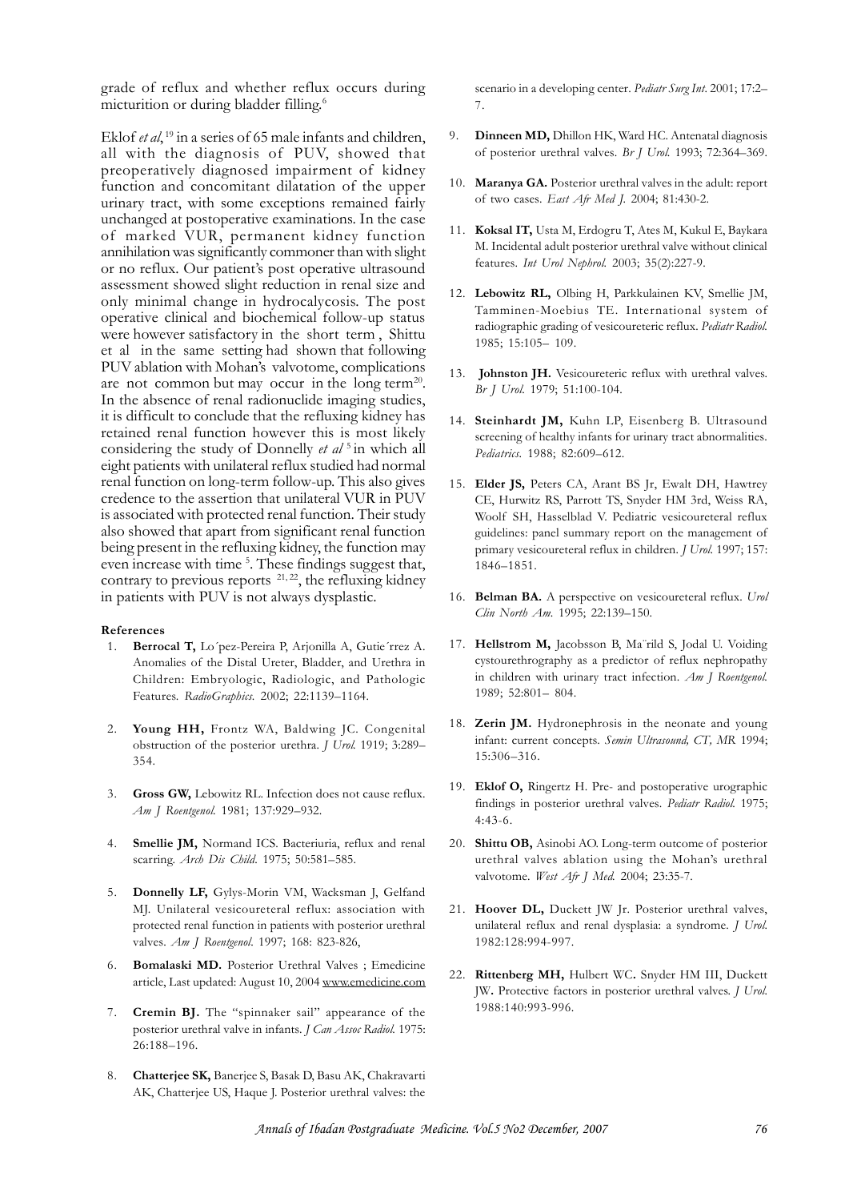grade of reflux and whether reflux occurs during micturition or during bladder filling.[6]

Eklof *et al*,[19] in a series of 65 male infants and children, all with the diagnosis of PUV, showed that preoperatively diagnosed impairment of kidney function and concomitant dilatation of the upper urinary tract, with some exceptions remained fairly unchanged at postoperative examinations. In the case of marked VUR, permanent kidney function annihilation was significantly commoner than with slight or no reflux. Our patient's post operative ultrasound assessment showed slight reduction in renal size and only minimal change in hydrocalycosis. The post operative clinical and biochemical follow-up status were however satisfactory in the short term , Shittu et al in the same setting had shown that following PUV ablation with Mohan's valvotome, complications are not common but may occur in the long term[20]. In the absence of renal radionuclide imaging studies, it is difficult to conclude that the refluxing kidney has retained renal function however this is most likely considering the study of Donnelly *et al* [5] in which all eight patients with unilateral reflux studied had normal renal function on long-term follow-up. This also gives credence to the assertion that unilateral VUR in PUV is associated with protected renal function. Their study also showed that apart from significant renal function being present in the refluxing kidney, the function may even increase with time [5]. These findings suggest that, contrary to previous reports [21, 22], the refluxing kidney in patients with PUV is not always dysplastic.

**References**

1. **Berrocal T,** Lo´pez-Pereira P, Arjonilla A, Gutie´rrez A. Anomalies of the Distal Ureter, Bladder, and Urethra in Children: Embryologic, Radiologic, and Pathologic Features. *RadioGraphics.* 2002; 22:1139–1164.
2. **Young HH,** Frontz WA, Baldwing JC. Congenital obstruction of the posterior urethra. *J Urol.* 1919; 3:289–354.
3. **Gross GW,** Lebowitz RL. Infection does not cause reflux. *Am J Roentgenol.* 1981; 137:929–932.
4. **Smellie JM,** Normand ICS. Bacteriuria, reflux and renal scarring. *Arch Dis Child.* 1975; 50:581–585.
5. **Donnelly LF,** Gylys-Morin VM, Wacksman J, Gelfand MJ. Unilateral vesicoureteral reflux: association with protected renal function in patients with posterior urethral valves. *Am J Roentgenol*. 1997; 168: 823-826,
6. **Bomalaski MD.** Posterior Urethral Valves ; Emedicine article, Last updated: August 10, 2004 www.emedicine.com
7. **Cremin BJ.** The "spinnaker sail" appearance of the posterior urethral valve in infants. *J Can Assoc Radiol.* 1975: 26:188–196.
8. **Chatterjee SK,** Banerjee S, Basak D, Basu AK, Chakravarti AK, Chatterjee US, Haque J. Posterior urethral valves: the scenario in a developing center. *Pediatr Surg Int*. 2001; 17:2–7.
9. **Dinneen MD,** Dhillon HK, Ward HC. Antenatal diagnosis of posterior urethral valves. *Br J Urol.* 1993; 72:364–369.
10. **Maranya GA.** Posterior urethral valves in the adult: report of two cases. *East Afr Med J.* 2004; 81:430-2.
11. **Koksal IT,** Usta M, Erdogru T, Ates M, Kukul E, Baykara M. Incidental adult posterior urethral valve without clinical features. *Int Urol Nephrol.* 2003; 35(2):227-9.
12. **Lebowitz RL,** Olbing H, Parkkulainen KV, Smellie JM, Tamminen-Moebius TE. International system of radiographic grading of vesicoureteric reflux. *Pediatr Radiol.* 1985; 15:105– 109.
13. **Johnston JH.** Vesicoureteric reflux with urethral valves. *Br J Urol.* 1979; 51:100-104.
14. **Steinhardt JM,** Kuhn LP, Eisenberg B. Ultrasound screening of healthy infants for urinary tract abnormalities. *Pediatrics.* 1988; 82:609–612.
15. **Elder JS,** Peters CA, Arant BS Jr, Ewalt DH, Hawtrey CE, Hurwitz RS, Parrott TS, Snyder HM 3rd, Weiss RA, Woolf SH, Hasselblad V. Pediatric vesicoureteral reflux guidelines: panel summary report on the management of primary vesicoureteral reflux in children. *J Urol.* 1997; 157: 1846–1851.
16. **Belman BA.** A perspective on vesicoureteral reflux. *Urol Clin North Am.* 1995; 22:139–150.
17. **Hellstrom M,** Jacobsson B, Ma¨rild S, Jodal U. Voiding cystourethrography as a predictor of reflux nephropathy in children with urinary tract infection. *Am J Roentgenol.* 1989; 52:801– 804.
18. **Zerin JM.** Hydronephrosis in the neonate and young infant: current concepts. *Semin Ultrasound, CT, MR* 1994; 15:306–316.
19. **Eklof O,** Ringertz H. Pre- and postoperative urographic findings in posterior urethral valves. *Pediatr Radiol.* 1975; 4:43-6.
20. **Shittu OB,** Asinobi AO. Long-term outcome of posterior urethral valves ablation using the Mohan's urethral valvotome. *West Afr J Med.* 2004; 23:35-7.
21. **Hoover DL,** Duckett JW Jr. Posterior urethral valves, unilateral reflux and renal dysplasia: a syndrome. *J Urol.* 1982:128:994-997.
22. **Rittenberg MH,** Hulbert WC**.** Snyder HM III, Duckett JW**.** Protective factors in posterior urethral valves. *J Urol.* 1988:140:993-996.